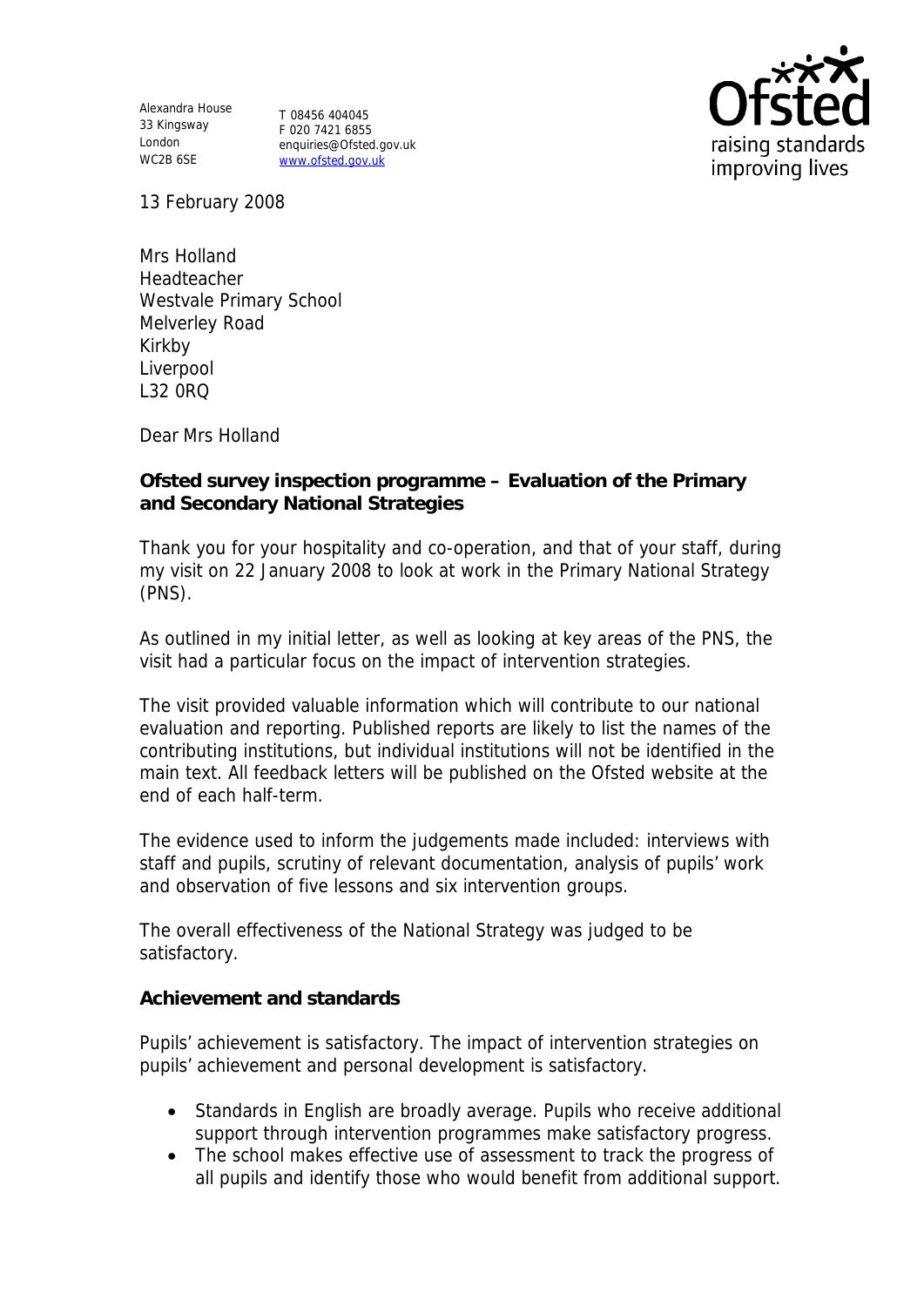Alexandra House
33 Kingsway
London
WC2B 6SE

T 08456 404045
F 020 7421 6855
enquiries@Ofsted.gov.uk
www.ofsted.gov.uk

13 February 2008

Mrs Holland
Headteacher
Westvale Primary School
Melverley Road
Kirkby
Liverpool
L32 0RQ

Dear Mrs Holland

**Ofsted survey inspection programme – Evaluation of the Primary and Secondary National Strategies**

Thank you for your hospitality and co-operation, and that of your staff, during my visit on 22 January 2008 to look at work in the Primary National Strategy (PNS).

As outlined in my initial letter, as well as looking at key areas of the PNS, the visit had a particular focus on the impact of intervention strategies.

The visit provided valuable information which will contribute to our national evaluation and reporting. Published reports are likely to list the names of the contributing institutions, but individual institutions will not be identified in the main text. All feedback letters will be published on the Ofsted website at the end of each half-term.

The evidence used to inform the judgements made included: interviews with staff and pupils, scrutiny of relevant documentation, analysis of pupils' work and observation of five lessons and six intervention groups.

The overall effectiveness of the National Strategy was judged to be satisfactory.

**Achievement and standards**

Pupils' achievement is satisfactory. The impact of intervention strategies on pupils' achievement and personal development is satisfactory.

- Standards in English are broadly average. Pupils who receive additional support through intervention programmes make satisfactory progress.
- The school makes effective use of assessment to track the progress of all pupils and identify those who would benefit from additional support.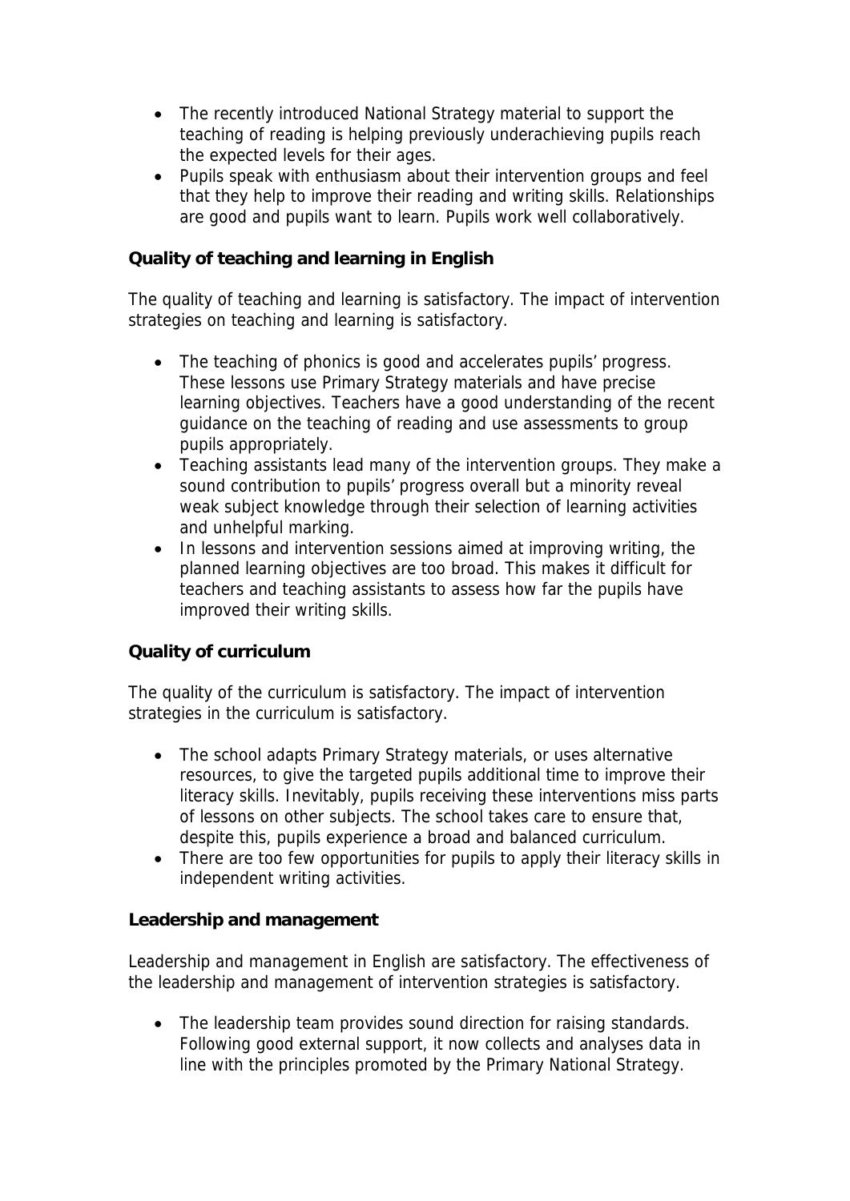- The recently introduced National Strategy material to support the teaching of reading is helping previously underachieving pupils reach the expected levels for their ages.
- Pupils speak with enthusiasm about their intervention groups and feel that they help to improve their reading and writing skills. Relationships are good and pupils want to learn. Pupils work well collaboratively.

**Quality of teaching and learning in English**

The quality of teaching and learning is satisfactory. The impact of intervention strategies on teaching and learning is satisfactory.

- The teaching of phonics is good and accelerates pupils' progress. These lessons use Primary Strategy materials and have precise learning objectives. Teachers have a good understanding of the recent guidance on the teaching of reading and use assessments to group pupils appropriately.
- Teaching assistants lead many of the intervention groups. They make a sound contribution to pupils' progress overall but a minority reveal weak subject knowledge through their selection of learning activities and unhelpful marking.
- In lessons and intervention sessions aimed at improving writing, the planned learning objectives are too broad. This makes it difficult for teachers and teaching assistants to assess how far the pupils have improved their writing skills.

**Quality of curriculum**

The quality of the curriculum is satisfactory. The impact of intervention strategies in the curriculum is satisfactory.

- The school adapts Primary Strategy materials, or uses alternative resources, to give the targeted pupils additional time to improve their literacy skills. Inevitably, pupils receiving these interventions miss parts of lessons on other subjects. The school takes care to ensure that, despite this, pupils experience a broad and balanced curriculum.
- There are too few opportunities for pupils to apply their literacy skills in independent writing activities.

**Leadership and management**

Leadership and management in English are satisfactory. The effectiveness of the leadership and management of intervention strategies is satisfactory.

- The leadership team provides sound direction for raising standards. Following good external support, it now collects and analyses data in line with the principles promoted by the Primary National Strategy.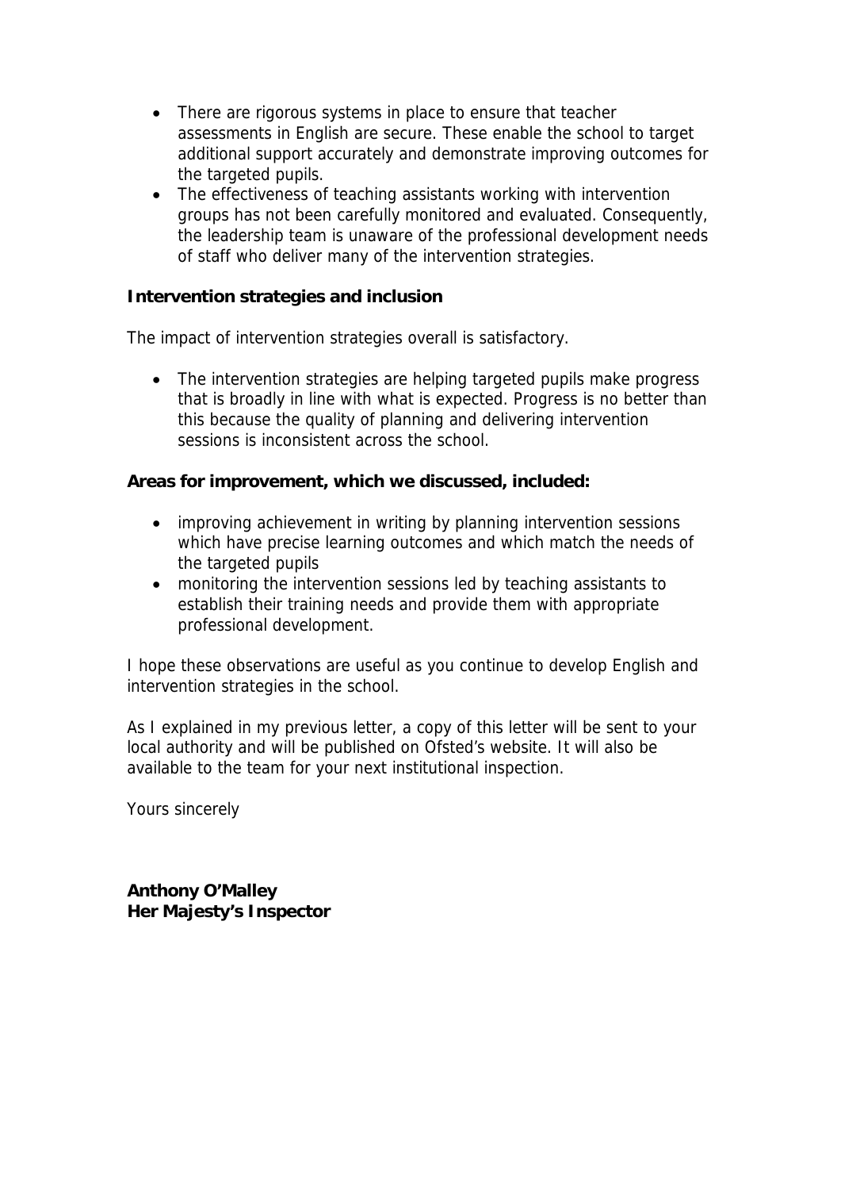- There are rigorous systems in place to ensure that teacher assessments in English are secure. These enable the school to target additional support accurately and demonstrate improving outcomes for the targeted pupils.
- The effectiveness of teaching assistants working with intervention groups has not been carefully monitored and evaluated. Consequently, the leadership team is unaware of the professional development needs of staff who deliver many of the intervention strategies.

**Intervention strategies and inclusion**

The impact of intervention strategies overall is satisfactory.

- The intervention strategies are helping targeted pupils make progress that is broadly in line with what is expected. Progress is no better than this because the quality of planning and delivering intervention sessions is inconsistent across the school.

**Areas for improvement, which we discussed, included:**

- improving achievement in writing by planning intervention sessions which have precise learning outcomes and which match the needs of the targeted pupils
- monitoring the intervention sessions led by teaching assistants to establish their training needs and provide them with appropriate professional development.

I hope these observations are useful as you continue to develop English and intervention strategies in the school.

As I explained in my previous letter, a copy of this letter will be sent to your local authority and will be published on Ofsted's website. It will also be available to the team for your next institutional inspection.

Yours sincerely

**Anthony O'Malley**
**Her Majesty's Inspector**